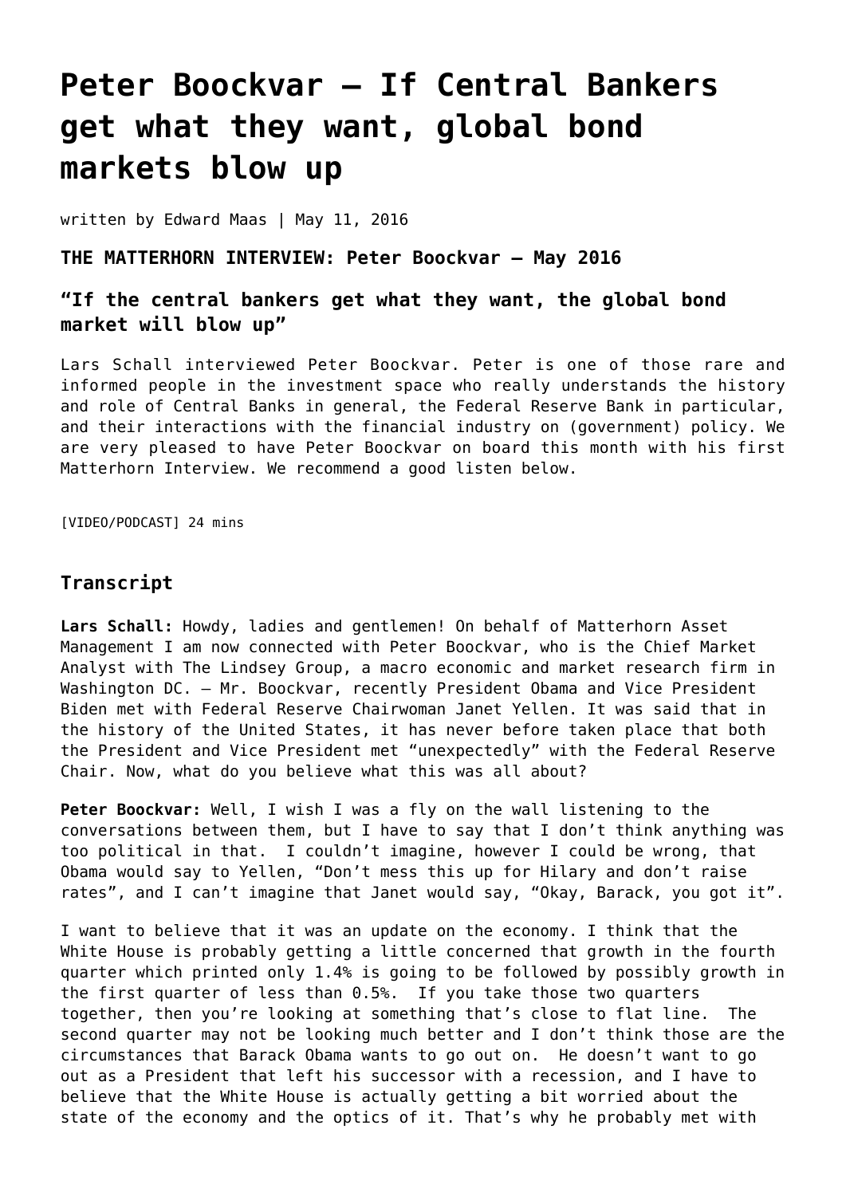# Peter Boockvar – If Central Bankers get what they want, global bond markets blow up

written by Edward Maas | May 11, 2016

**THE MATTERHORN INTERVIEW: Peter Boockvar – May 2016**

### "If the central bankers get what they want, the global bond market will blow up"

Lars Schall interviewed Peter Boockvar. Peter is one of those rare and informed people in the investment space who really understands the history and role of Central Banks in general, the Federal Reserve Bank in particular, and their interactions with the financial industry on (government) policy. We are very pleased to have Peter Boockvar on board this month with his first Matterhorn Interview. We recommend a good listen below.

[VIDEO/PODCAST] 24 mins

## Transcript

**Lars Schall:** Howdy, ladies and gentlemen! On behalf of Matterhorn Asset Management I am now connected with Peter Boockvar, who is the Chief Market Analyst with The Lindsey Group, a macro economic and market research firm in Washington DC. – Mr. Boockvar, recently President Obama and Vice President Biden met with Federal Reserve Chairwoman Janet Yellen. It was said that in the history of the United States, it has never before taken place that both the President and Vice President met "unexpectedly" with the Federal Reserve Chair. Now, what do you believe what this was all about?

**Peter Boockvar:** Well, I wish I was a fly on the wall listening to the conversations between them, but I have to say that I don't think anything was too political in that. I couldn't imagine, however I could be wrong, that Obama would say to Yellen, "Don't mess this up for Hilary and don't raise rates", and I can't imagine that Janet would say, "Okay, Barack, you got it".

I want to believe that it was an update on the economy. I think that the White House is probably getting a little concerned that growth in the fourth quarter which printed only 1.4% is going to be followed by possibly growth in the first quarter of less than 0.5%. If you take those two quarters together, then you're looking at something that's close to flat line. The second quarter may not be looking much better and I don't think those are the circumstances that Barack Obama wants to go out on. He doesn't want to go out as a President that left his successor with a recession, and I have to believe that the White House is actually getting a bit worried about the state of the economy and the optics of it. That's why he probably met with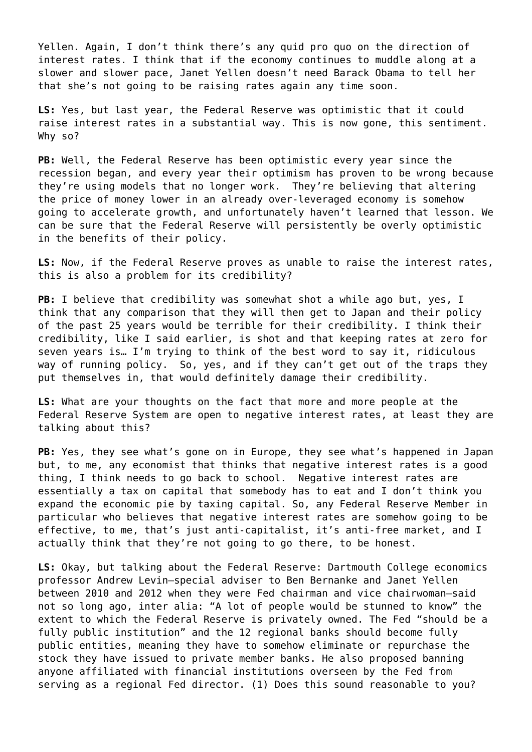Yellen. Again, I don't think there's any quid pro quo on the direction of interest rates. I think that if the economy continues to muddle along at a slower and slower pace, Janet Yellen doesn't need Barack Obama to tell her that she's not going to be raising rates again any time soon.

**LS:** Yes, but last year, the Federal Reserve was optimistic that it could raise interest rates in a substantial way. This is now gone, this sentiment. Why so?

**PB:** Well, the Federal Reserve has been optimistic every year since the recession began, and every year their optimism has proven to be wrong because they're using models that no longer work. They're believing that altering the price of money lower in an already over-leveraged economy is somehow going to accelerate growth, and unfortunately haven't learned that lesson. We can be sure that the Federal Reserve will persistently be overly optimistic in the benefits of their policy.

**LS:** Now, if the Federal Reserve proves as unable to raise the interest rates, this is also a problem for its credibility?

**PB:** I believe that credibility was somewhat shot a while ago but, yes, I think that any comparison that they will then get to Japan and their policy of the past 25 years would be terrible for their credibility. I think their credibility, like I said earlier, is shot and that keeping rates at zero for seven years is… I'm trying to think of the best word to say it, ridiculous way of running policy. So, yes, and if they can't get out of the traps they put themselves in, that would definitely damage their credibility.

**LS:** What are your thoughts on the fact that more and more people at the Federal Reserve System are open to negative interest rates, at least they are talking about this?

**PB:** Yes, they see what's gone on in Europe, they see what's happened in Japan but, to me, any economist that thinks that negative interest rates is a good thing, I think needs to go back to school. Negative interest rates are essentially a tax on capital that somebody has to eat and I don't think you expand the economic pie by taxing capital. So, any Federal Reserve Member in particular who believes that negative interest rates are somehow going to be effective, to me, that's just anti-capitalist, it's anti-free market, and I actually think that they're not going to go there, to be honest.

**LS:** Okay, but talking about the Federal Reserve: Dartmouth College economics professor Andrew Levin—special adviser to Ben Bernanke and Janet Yellen between 2010 and 2012 when they were Fed chairman and vice chairwoman—said not so long ago, inter alia: "A lot of people would be stunned to know" the extent to which the Federal Reserve is privately owned. The Fed "should be a fully public institution" and the 12 regional banks should become fully public entities, meaning they have to somehow eliminate or repurchase the stock they have issued to private member banks. He also proposed banning anyone affiliated with financial institutions overseen by the Fed from serving as a regional Fed director. (1) Does this sound reasonable to you?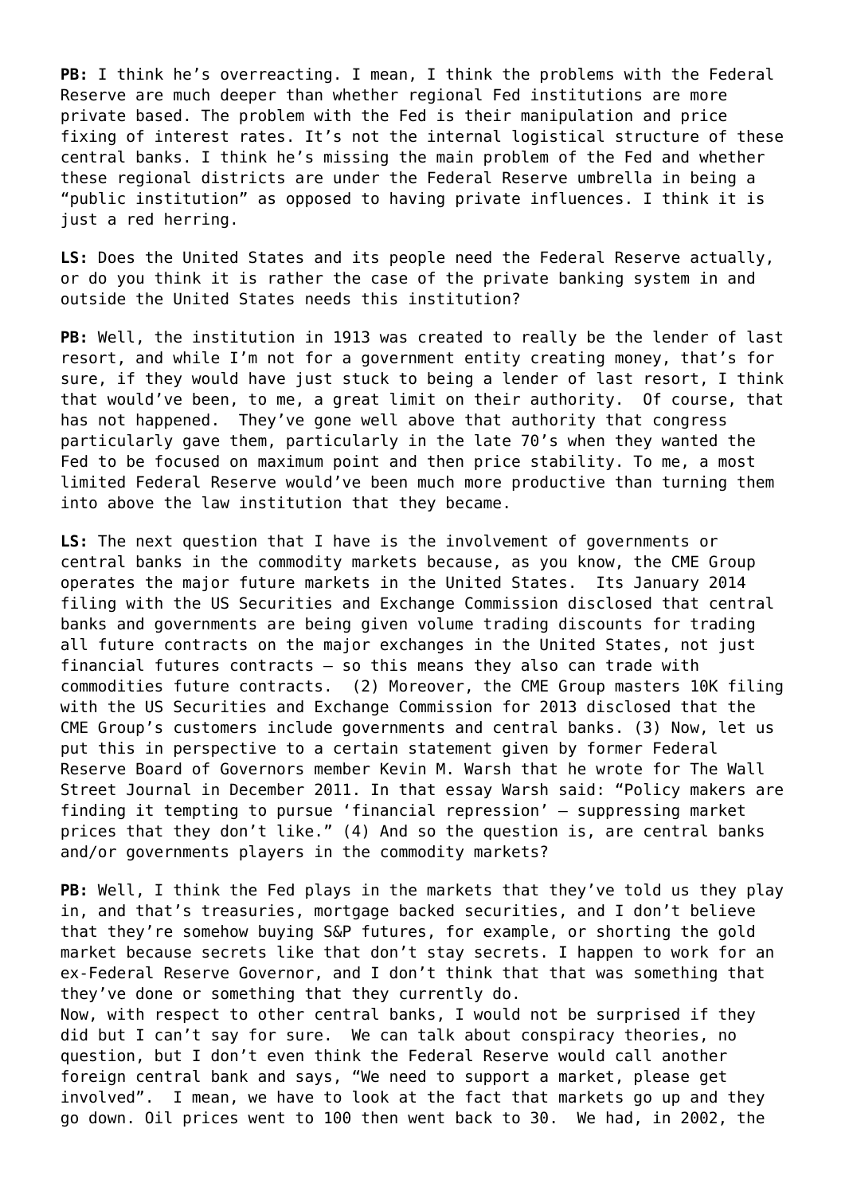**PB:** I think he's overreacting. I mean, I think the problems with the Federal Reserve are much deeper than whether regional Fed institutions are more private based. The problem with the Fed is their manipulation and price fixing of interest rates. It's not the internal logistical structure of these central banks. I think he's missing the main problem of the Fed and whether these regional districts are under the Federal Reserve umbrella in being a "public institution" as opposed to having private influences. I think it is just a red herring.

**LS:** Does the United States and its people need the Federal Reserve actually, or do you think it is rather the case of the private banking system in and outside the United States needs this institution?

**PB:** Well, the institution in 1913 was created to really be the lender of last resort, and while I'm not for a government entity creating money, that's for sure, if they would have just stuck to being a lender of last resort, I think that would've been, to me, a great limit on their authority. Of course, that has not happened. They've gone well above that authority that congress particularly gave them, particularly in the late 70's when they wanted the Fed to be focused on maximum point and then price stability. To me, a most limited Federal Reserve would've been much more productive than turning them into above the law institution that they became.

**LS:** The next question that I have is the involvement of governments or central banks in the commodity markets because, as you know, the CME Group operates the major future markets in the United States. Its January 2014 filing with the US Securities and Exchange Commission disclosed that central banks and governments are being given volume trading discounts for trading all future contracts on the major exchanges in the United States, not just financial futures contracts – so this means they also can trade with commodities future contracts. (2) Moreover, the CME Group masters 10K filing with the US Securities and Exchange Commission for 2013 disclosed that the CME Group's customers include governments and central banks. (3) Now, let us put this in perspective to a certain statement given by former Federal Reserve Board of Governors member Kevin M. Warsh that he wrote for The Wall Street Journal in December 2011. In that essay Warsh said: "Policy makers are finding it tempting to pursue 'financial repression' – suppressing market prices that they don't like." (4) And so the question is, are central banks and/or governments players in the commodity markets?

**PB:** Well, I think the Fed plays in the markets that they've told us they play in, and that's treasuries, mortgage backed securities, and I don't believe that they're somehow buying S&P futures, for example, or shorting the gold market because secrets like that don't stay secrets. I happen to work for an ex-Federal Reserve Governor, and I don't think that that was something that they've done or something that they currently do.
Now, with respect to other central banks, I would not be surprised if they did but I can't say for sure. We can talk about conspiracy theories, no question, but I don't even think the Federal Reserve would call another foreign central bank and says, "We need to support a market, please get involved". I mean, we have to look at the fact that markets go up and they go down. Oil prices went to 100 then went back to 30. We had, in 2002, the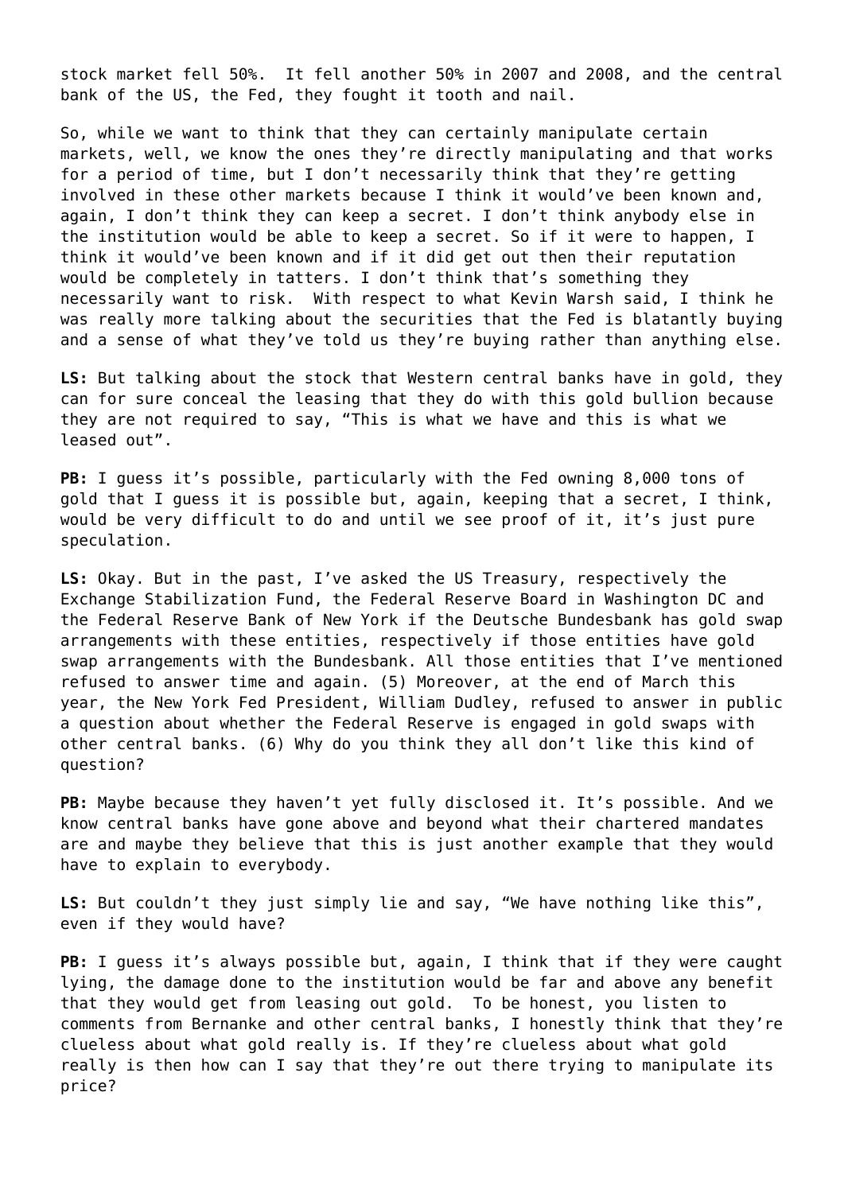stock market fell 50%. It fell another 50% in 2007 and 2008, and the central bank of the US, the Fed, they fought it tooth and nail.

So, while we want to think that they can certainly manipulate certain markets, well, we know the ones they're directly manipulating and that works for a period of time, but I don't necessarily think that they're getting involved in these other markets because I think it would've been known and, again, I don't think they can keep a secret. I don't think anybody else in the institution would be able to keep a secret. So if it were to happen, I think it would've been known and if it did get out then their reputation would be completely in tatters. I don't think that's something they necessarily want to risk. With respect to what Kevin Warsh said, I think he was really more talking about the securities that the Fed is blatantly buying and a sense of what they've told us they're buying rather than anything else.

**LS:** But talking about the stock that Western central banks have in gold, they can for sure conceal the leasing that they do with this gold bullion because they are not required to say, "This is what we have and this is what we leased out".

**PB:** I guess it's possible, particularly with the Fed owning 8,000 tons of gold that I guess it is possible but, again, keeping that a secret, I think, would be very difficult to do and until we see proof of it, it's just pure speculation.

**LS:** Okay. But in the past, I've asked the US Treasury, respectively the Exchange Stabilization Fund, the Federal Reserve Board in Washington DC and the Federal Reserve Bank of New York if the Deutsche Bundesbank has gold swap arrangements with these entities, respectively if those entities have gold swap arrangements with the Bundesbank. All those entities that I've mentioned refused to answer time and again. (5) Moreover, at the end of March this year, the New York Fed President, William Dudley, refused to answer in public a question about whether the Federal Reserve is engaged in gold swaps with other central banks. (6) Why do you think they all don't like this kind of question?

**PB:** Maybe because they haven't yet fully disclosed it. It's possible. And we know central banks have gone above and beyond what their chartered mandates are and maybe they believe that this is just another example that they would have to explain to everybody.

**LS:** But couldn't they just simply lie and say, "We have nothing like this", even if they would have?

**PB:** I guess it's always possible but, again, I think that if they were caught lying, the damage done to the institution would be far and above any benefit that they would get from leasing out gold. To be honest, you listen to comments from Bernanke and other central banks, I honestly think that they're clueless about what gold really is. If they're clueless about what gold really is then how can I say that they're out there trying to manipulate its price?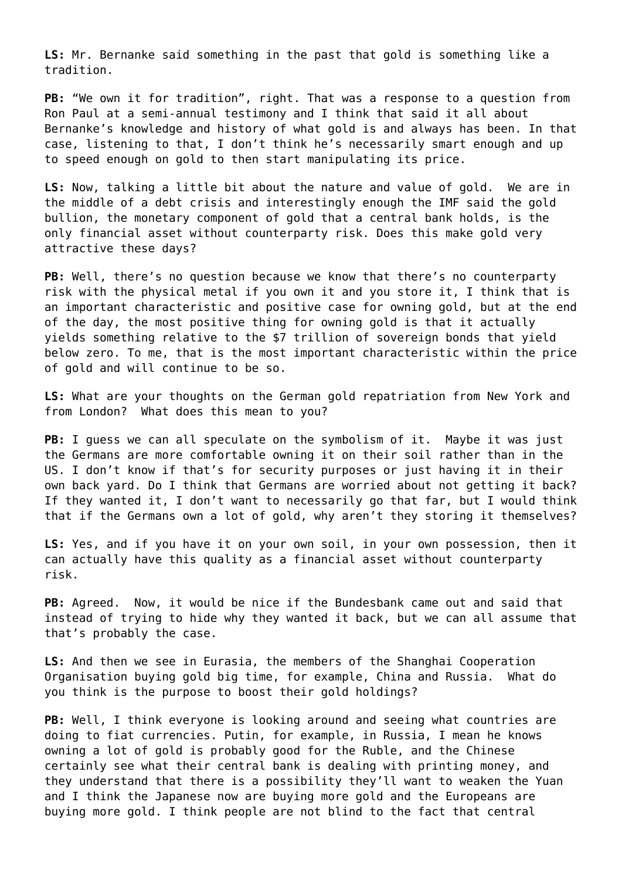**LS:** Mr. Bernanke said something in the past that gold is something like a tradition.

**PB:** "We own it for tradition", right. That was a response to a question from Ron Paul at a semi-annual testimony and I think that said it all about Bernanke's knowledge and history of what gold is and always has been. In that case, listening to that, I don't think he's necessarily smart enough and up to speed enough on gold to then start manipulating its price.

**LS:** Now, talking a little bit about the nature and value of gold. We are in the middle of a debt crisis and interestingly enough the IMF said the gold bullion, the monetary component of gold that a central bank holds, is the only financial asset without counterparty risk. Does this make gold very attractive these days?

**PB:** Well, there's no question because we know that there's no counterparty risk with the physical metal if you own it and you store it, I think that is an important characteristic and positive case for owning gold, but at the end of the day, the most positive thing for owning gold is that it actually yields something relative to the $7 trillion of sovereign bonds that yield below zero. To me, that is the most important characteristic within the price of gold and will continue to be so.

**LS:** What are your thoughts on the German gold repatriation from New York and from London? What does this mean to you?

**PB:** I guess we can all speculate on the symbolism of it. Maybe it was just the Germans are more comfortable owning it on their soil rather than in the US. I don't know if that's for security purposes or just having it in their own back yard. Do I think that Germans are worried about not getting it back? If they wanted it, I don't want to necessarily go that far, but I would think that if the Germans own a lot of gold, why aren't they storing it themselves?

**LS:** Yes, and if you have it on your own soil, in your own possession, then it can actually have this quality as a financial asset without counterparty risk.

**PB:** Agreed. Now, it would be nice if the Bundesbank came out and said that instead of trying to hide why they wanted it back, but we can all assume that that's probably the case.

**LS:** And then we see in Eurasia, the members of the Shanghai Cooperation Organisation buying gold big time, for example, China and Russia. What do you think is the purpose to boost their gold holdings?

**PB:** Well, I think everyone is looking around and seeing what countries are doing to fiat currencies. Putin, for example, in Russia, I mean he knows owning a lot of gold is probably good for the Ruble, and the Chinese certainly see what their central bank is dealing with printing money, and they understand that there is a possibility they'll want to weaken the Yuan and I think the Japanese now are buying more gold and the Europeans are buying more gold. I think people are not blind to the fact that central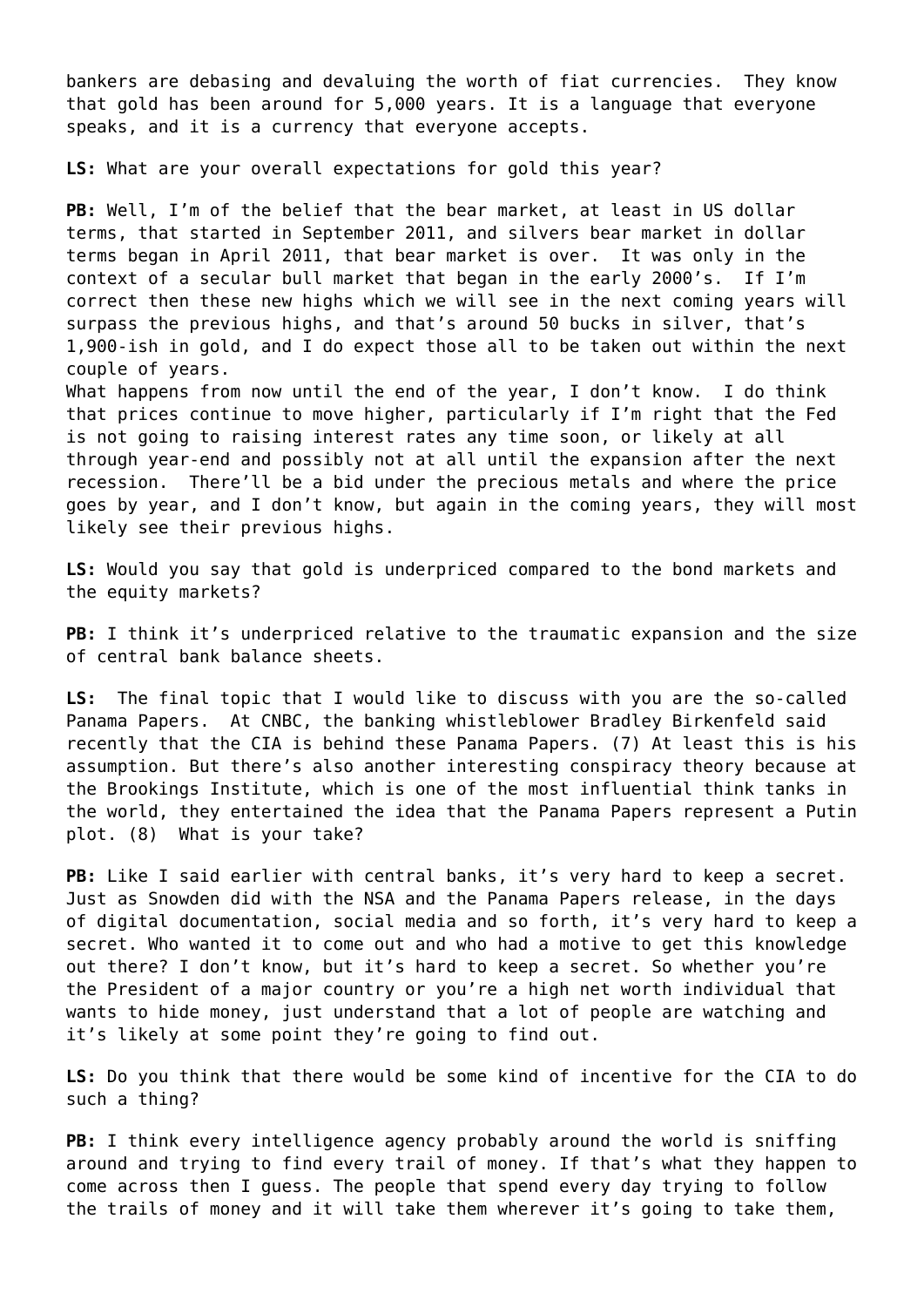bankers are debasing and devaluing the worth of fiat currencies. They know that gold has been around for 5,000 years. It is a language that everyone speaks, and it is a currency that everyone accepts.

**LS:** What are your overall expectations for gold this year?

**PB:** Well, I'm of the belief that the bear market, at least in US dollar terms, that started in September 2011, and silvers bear market in dollar terms began in April 2011, that bear market is over. It was only in the context of a secular bull market that began in the early 2000's. If I'm correct then these new highs which we will see in the next coming years will surpass the previous highs, and that's around 50 bucks in silver, that's 1,900-ish in gold, and I do expect those all to be taken out within the next couple of years.
What happens from now until the end of the year, I don't know. I do think that prices continue to move higher, particularly if I'm right that the Fed is not going to raising interest rates any time soon, or likely at all through year-end and possibly not at all until the expansion after the next recession. There'll be a bid under the precious metals and where the price goes by year, and I don't know, but again in the coming years, they will most likely see their previous highs.

**LS:** Would you say that gold is underpriced compared to the bond markets and the equity markets?

**PB:** I think it's underpriced relative to the traumatic expansion and the size of central bank balance sheets.

**LS:** The final topic that I would like to discuss with you are the so-called Panama Papers. At CNBC, the banking whistleblower Bradley Birkenfeld said recently that the CIA is behind these Panama Papers. (7) At least this is his assumption. But there's also another interesting conspiracy theory because at the Brookings Institute, which is one of the most influential think tanks in the world, they entertained the idea that the Panama Papers represent a Putin plot. (8) What is your take?

**PB:** Like I said earlier with central banks, it's very hard to keep a secret. Just as Snowden did with the NSA and the Panama Papers release, in the days of digital documentation, social media and so forth, it's very hard to keep a secret. Who wanted it to come out and who had a motive to get this knowledge out there? I don't know, but it's hard to keep a secret. So whether you're the President of a major country or you're a high net worth individual that wants to hide money, just understand that a lot of people are watching and it's likely at some point they're going to find out.

**LS:** Do you think that there would be some kind of incentive for the CIA to do such a thing?

**PB:** I think every intelligence agency probably around the world is sniffing around and trying to find every trail of money. If that's what they happen to come across then I guess. The people that spend every day trying to follow the trails of money and it will take them wherever it's going to take them,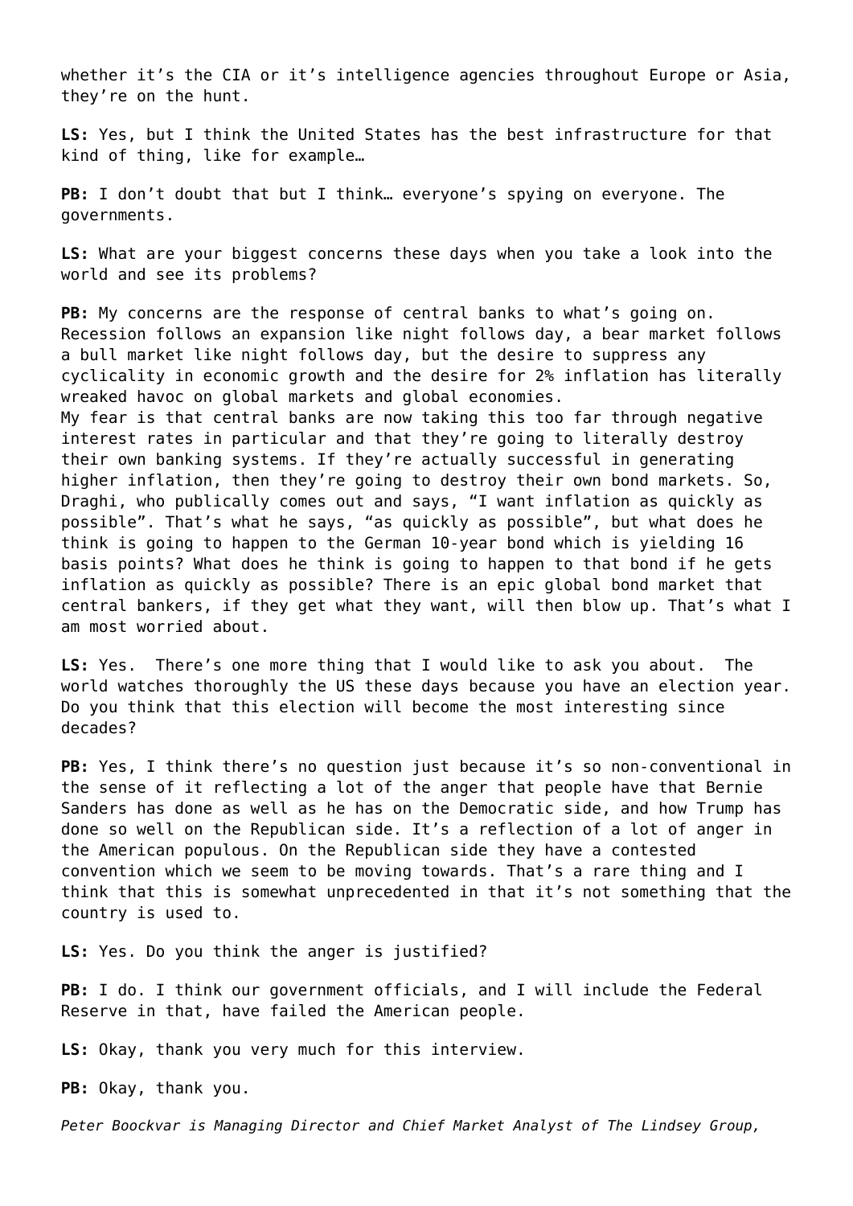whether it's the CIA or it's intelligence agencies throughout Europe or Asia, they're on the hunt.

**LS:** Yes, but I think the United States has the best infrastructure for that kind of thing, like for example…

**PB:** I don't doubt that but I think… everyone's spying on everyone. The governments.

**LS:** What are your biggest concerns these days when you take a look into the world and see its problems?

**PB:** My concerns are the response of central banks to what's going on. Recession follows an expansion like night follows day, a bear market follows a bull market like night follows day, but the desire to suppress any cyclicality in economic growth and the desire for 2% inflation has literally wreaked havoc on global markets and global economies.
My fear is that central banks are now taking this too far through negative interest rates in particular and that they're going to literally destroy their own banking systems. If they're actually successful in generating higher inflation, then they're going to destroy their own bond markets. So, Draghi, who publically comes out and says, "I want inflation as quickly as possible". That's what he says, "as quickly as possible", but what does he think is going to happen to the German 10-year bond which is yielding 16 basis points? What does he think is going to happen to that bond if he gets inflation as quickly as possible? There is an epic global bond market that central bankers, if they get what they want, will then blow up. That's what I am most worried about.

**LS:** Yes. There's one more thing that I would like to ask you about. The world watches thoroughly the US these days because you have an election year. Do you think that this election will become the most interesting since decades?

**PB:** Yes, I think there's no question just because it's so non-conventional in the sense of it reflecting a lot of the anger that people have that Bernie Sanders has done as well as he has on the Democratic side, and how Trump has done so well on the Republican side. It's a reflection of a lot of anger in the American populous. On the Republican side they have a contested convention which we seem to be moving towards. That's a rare thing and I think that this is somewhat unprecedented in that it's not something that the country is used to.

**LS:** Yes. Do you think the anger is justified?

**PB:** I do. I think our government officials, and I will include the Federal Reserve in that, have failed the American people.

**LS:** Okay, thank you very much for this interview.

**PB:** Okay, thank you.

*Peter Boockvar is Managing Director and Chief Market Analyst of The Lindsey Group,*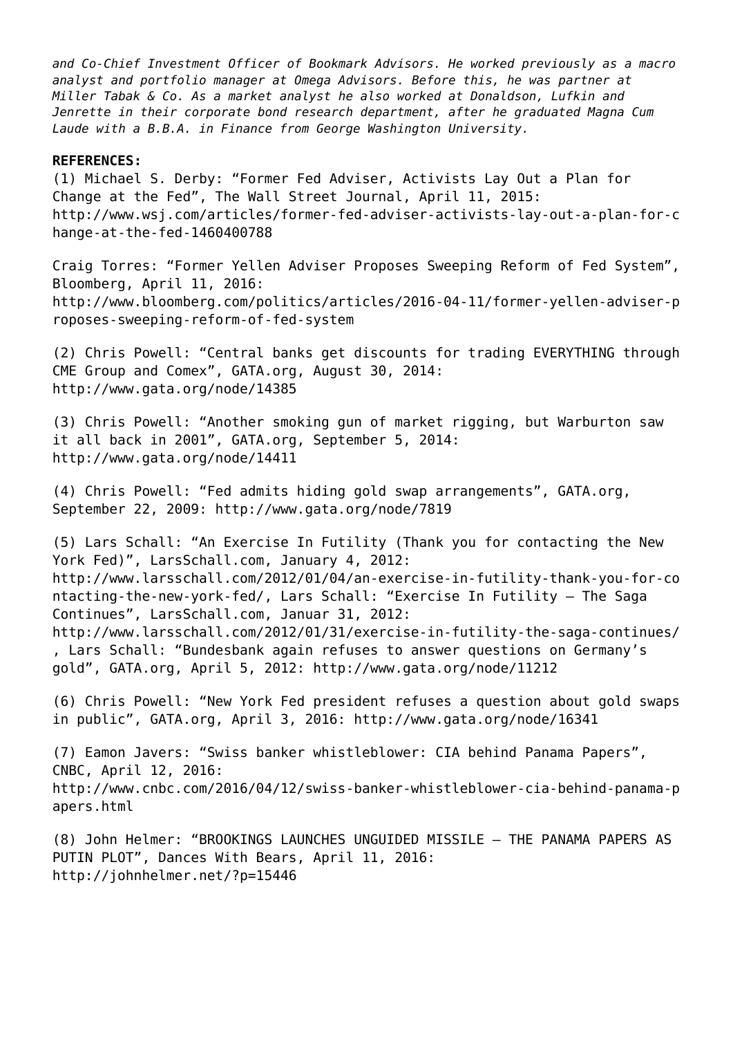*and Co-Chief Investment Officer of Bookmark Advisors. He worked previously as a macro analyst and portfolio manager at Omega Advisors. Before this, he was partner at Miller Tabak & Co. As a market analyst he also worked at Donaldson, Lufkin and Jenrette in their corporate bond research department, after he graduated Magna Cum Laude with a B.B.A. in Finance from George Washington University.*

**REFERENCES:**

(1) Michael S. Derby: "Former Fed Adviser, Activists Lay Out a Plan for Change at the Fed", The Wall Street Journal, April 11, 2015: http://www.wsj.com/articles/former-fed-adviser-activists-lay-out-a-plan-for-change-at-the-fed-1460400788

Craig Torres: "Former Yellen Adviser Proposes Sweeping Reform of Fed System", Bloomberg, April 11, 2016: http://www.bloomberg.com/politics/articles/2016-04-11/former-yellen-adviser-proposes-sweeping-reform-of-fed-system

(2) Chris Powell: "Central banks get discounts for trading EVERYTHING through CME Group and Comex", GATA.org, August 30, 2014: http://www.gata.org/node/14385

(3) Chris Powell: "Another smoking gun of market rigging, but Warburton saw it all back in 2001", GATA.org, September 5, 2014: http://www.gata.org/node/14411

(4) Chris Powell: "Fed admits hiding gold swap arrangements", GATA.org, September 22, 2009: http://www.gata.org/node/7819

(5) Lars Schall: "An Exercise In Futility (Thank you for contacting the New York Fed)", LarsSchall.com, January 4, 2012: http://www.larsschall.com/2012/01/04/an-exercise-in-futility-thank-you-for-contacting-the-new-york-fed/, Lars Schall: "Exercise In Futility – The Saga Continues", LarsSchall.com, Januar 31, 2012: http://www.larsschall.com/2012/01/31/exercise-in-futility-the-saga-continues/, Lars Schall: "Bundesbank again refuses to answer questions on Germany's gold", GATA.org, April 5, 2012: http://www.gata.org/node/11212

(6) Chris Powell: "New York Fed president refuses a question about gold swaps in public", GATA.org, April 3, 2016: http://www.gata.org/node/16341

(7) Eamon Javers: "Swiss banker whistleblower: CIA behind Panama Papers", CNBC, April 12, 2016: http://www.cnbc.com/2016/04/12/swiss-banker-whistleblower-cia-behind-panama-papers.html

(8) John Helmer: "BROOKINGS LAUNCHES UNGUIDED MISSILE – THE PANAMA PAPERS AS PUTIN PLOT", Dances With Bears, April 11, 2016: http://johnhelmer.net/?p=15446